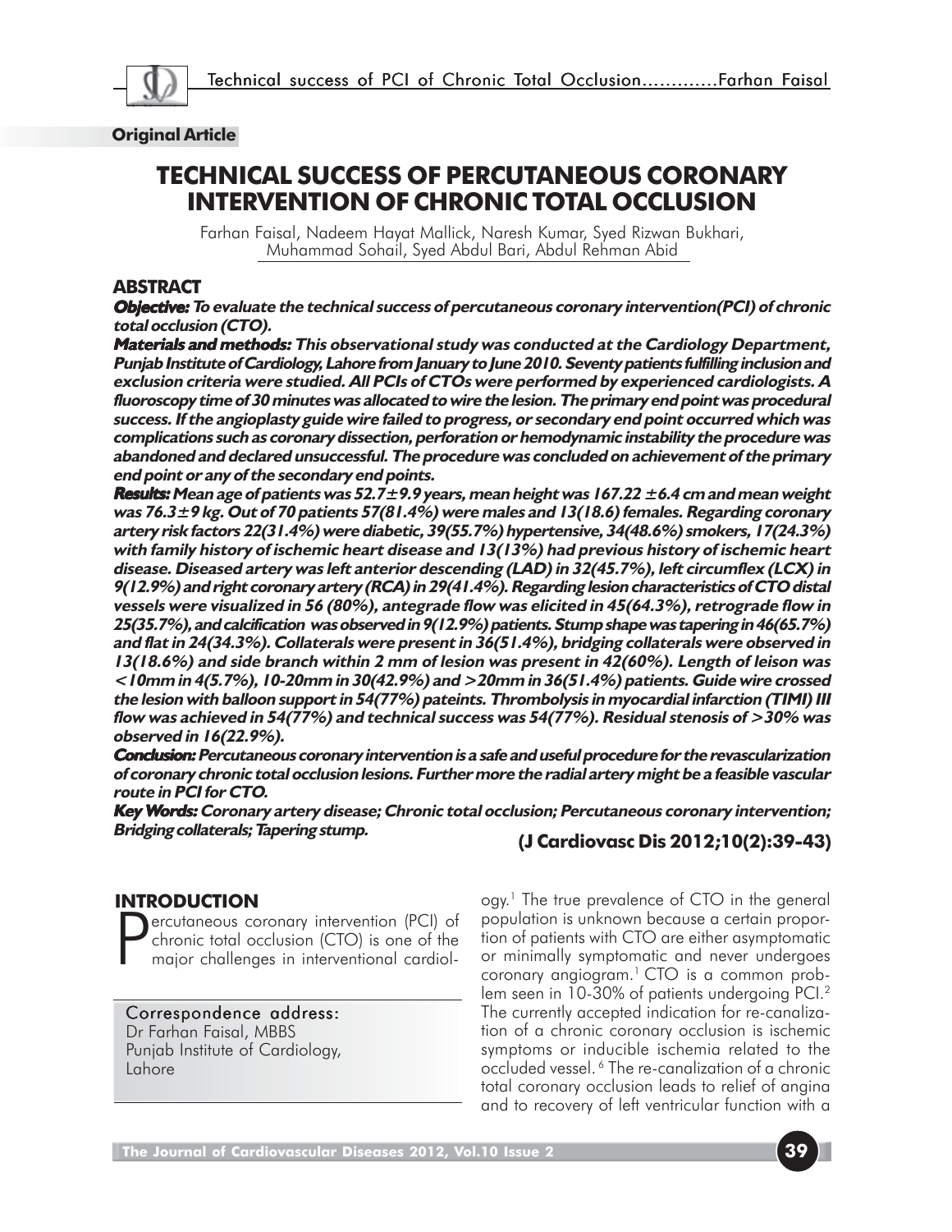**Original Article**

# TECHNICAL SUCCESS OF PERCUTANEOUS CORONARY INTERVENTION OF CHRONIC TOTAL OCCLUSION

Farhan Faisal, Nadeem Hayat Mallick, Naresh Kumar, Syed Rizwan Bukhari, Muhammad Sohail, Syed Abdul Bari, Abdul Rehman Abid

## ABSTRACT

***Objective:*** ***To evaluate the technical success of percutaneous coronary intervention(PCI) of chronic total occlusion (CTO).***

***Materials and methods:*** ***This observational study was conducted at the Cardiology Department, Punjab Institute of Cardiology, Lahore from January to June 2010. Seventy patients fulfilling inclusion and exclusion criteria were studied. All PCIs of CTOs were performed by experienced cardiologists. A fluoroscopy time of 30 minutes was allocated to wire the lesion. The primary end point was procedural success. If the angioplasty guide wire failed to progress, or secondary end point occurred which was complications such as coronary dissection, perforation or hemodynamic instability the procedure was abandoned and declared unsuccessful. The procedure was concluded on achievement of the primary end point or any of the secondary end points.***

***Results:*** ***Mean age of patients was 52.7±9.9 years, mean height was 167.22 ±6.4 cm and mean weight was 76.3±9 kg. Out of 70 patients 57(81.4%) were males and 13(18.6) females. Regarding coronary artery risk factors 22(31.4%) were diabetic, 39(55.7%) hypertensive, 34(48.6%) smokers, 17(24.3%) with family history of ischemic heart disease and 13(13%) had previous history of ischemic heart disease. Diseased artery was left anterior descending (LAD) in 32(45.7%), left circumflex (LCX) in 9(12.9%) and right coronary artery (RCA) in 29(41.4%). Regarding lesion characteristics of CTO distal vessels were visualized in 56 (80%), antegrade flow was elicited in 45(64.3%), retrograde flow in 25(35.7%), and calcification was observed in 9(12.9%) patients. Stump shape was tapering in 46(65.7%) and flat in 24(34.3%). Collaterals were present in 36(51.4%), bridging collaterals were observed in 13(18.6%) and side branch within 2 mm of lesion was present in 42(60%). Length of leison was <10mm in 4(5.7%), 10-20mm in 30(42.9%) and >20mm in 36(51.4%) patients. Guide wire crossed the lesion with balloon support in 54(77%) pateints. Thrombolysis in myocardial infarction (TIMI) III flow was achieved in 54(77%) and technical success was 54(77%). Residual stenosis of >30% was observed in 16(22.9%).***

***Conclusion:*** ***Percutaneous coronary intervention is a safe and useful procedure for the revascularization of coronary chronic total occlusion lesions. Further more the radial artery might be a feasible vascular route in PCI for CTO.***

***Key Words:*** ***Coronary artery disease; Chronic total occlusion; Percutaneous coronary intervention; Bridging collaterals; Tapering stump.***

**(J Cardiovasc Dis 2012;10(2):39-43)**

## INTRODUCTION

Percutaneous coronary intervention (PCI) of chronic total occlusion (CTO) is one of the major challenges in interventional cardiology.[1] The true prevalence of CTO in the general population is unknown because a certain proportion of patients with CTO are either asymptomatic or minimally symptomatic and never undergoes coronary angiogram.[1] CTO is a common problem seen in 10-30% of patients undergoing PCI.[2] The currently accepted indication for re-canalization of a chronic coronary occlusion is ischemic symptoms or inducible ischemia related to the occluded vessel.[6] The re-canalization of a chronic total coronary occlusion leads to relief of angina and to recovery of left ventricular function with a

Correspondence address:
Dr Farhan Faisal, MBBS
Punjab Institute of Cardiology,
Lahore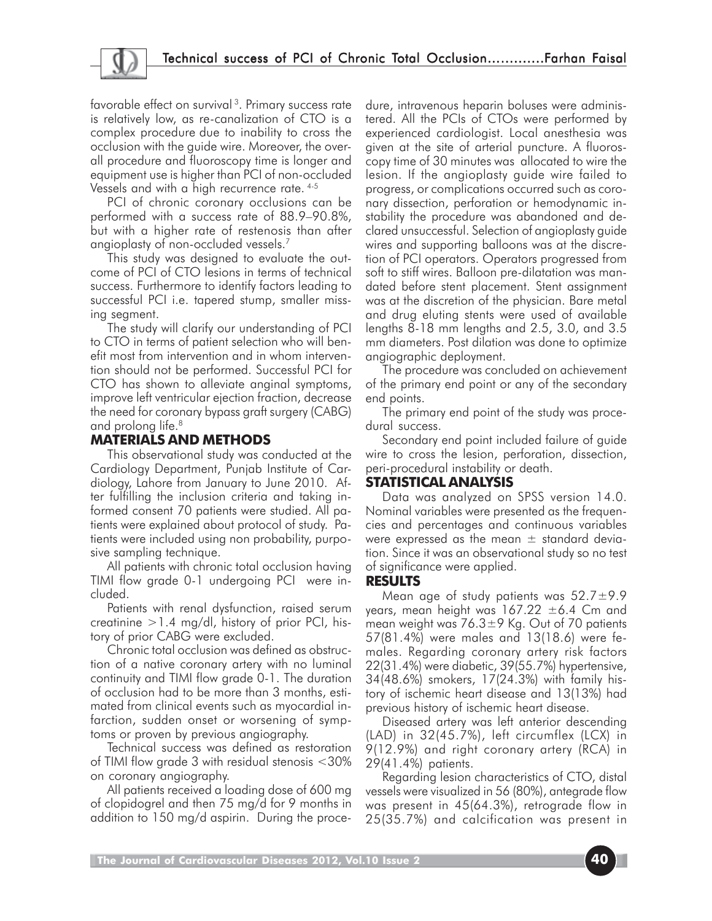favorable effect on survival [3]. Primary success rate is relatively low, as re-canalization of CTO is a complex procedure due to inability to cross the occlusion with the guide wire. Moreover, the overall procedure and fluoroscopy time is longer and equipment use is higher than PCI of non-occluded Vessels and with a high recurrence rate. [4-5]

PCI of chronic coronary occlusions can be performed with a success rate of 88.9–90.8%, but with a higher rate of restenosis than after angioplasty of non-occluded vessels.[7]

This study was designed to evaluate the outcome of PCI of CTO lesions in terms of technical success. Furthermore to identify factors leading to successful PCI i.e. tapered stump, smaller missing segment.

The study will clarify our understanding of PCI to CTO in terms of patient selection who will benefit most from intervention and in whom intervention should not be performed. Successful PCI for CTO has shown to alleviate anginal symptoms, improve left ventricular ejection fraction, decrease the need for coronary bypass graft surgery (CABG) and prolong life.[8]

## MATERIALS AND METHODS

This observational study was conducted at the Cardiology Department, Punjab Institute of Cardiology, Lahore from January to June 2010. After fulfilling the inclusion criteria and taking informed consent 70 patients were studied. All patients were explained about protocol of study. Patients were included using non probability, purposive sampling technique.

All patients with chronic total occlusion having TIMI flow grade 0-1 undergoing PCI were included.

Patients with renal dysfunction, raised serum creatinine >1.4 mg/dl, history of prior PCI, history of prior CABG were excluded.

Chronic total occlusion was defined as obstruction of a native coronary artery with no luminal continuity and TIMI flow grade 0-1. The duration of occlusion had to be more than 3 months, estimated from clinical events such as myocardial infarction, sudden onset or worsening of symptoms or proven by previous angiography.

Technical success was defined as restoration of TIMI flow grade 3 with residual stenosis <30% on coronary angiography.

All patients received a loading dose of 600 mg of clopidogrel and then 75 mg/d for 9 months in addition to 150 mg/d aspirin. During the procedure, intravenous heparin boluses were administered. All the PCIs of CTOs were performed by experienced cardiologist. Local anesthesia was given at the site of arterial puncture. A fluoroscopy time of 30 minutes was allocated to wire the lesion. If the angioplasty guide wire failed to progress, or complications occurred such as coronary dissection, perforation or hemodynamic instability the procedure was abandoned and declared unsuccessful. Selection of angioplasty guide wires and supporting balloons was at the discretion of PCI operators. Operators progressed from soft to stiff wires. Balloon pre-dilatation was mandated before stent placement. Stent assignment was at the discretion of the physician. Bare metal and drug eluting stents were used of available lengths 8-18 mm lengths and 2.5, 3.0, and 3.5 mm diameters. Post dilation was done to optimize angiographic deployment.

The procedure was concluded on achievement of the primary end point or any of the secondary end points.

The primary end point of the study was procedural success.

Secondary end point included failure of guide wire to cross the lesion, perforation, dissection, peri-procedural instability or death.

## STATISTICAL ANALYSIS

Data was analyzed on SPSS version 14.0. Nominal variables were presented as the frequencies and percentages and continuous variables were expressed as the mean ± standard deviation. Since it was an observational study so no test of significance were applied.

## RESULTS

Mean age of study patients was 52.7±9.9 years, mean height was 167.22 ±6.4 Cm and mean weight was 76.3±9 Kg. Out of 70 patients 57(81.4%) were males and 13(18.6) were females. Regarding coronary artery risk factors 22(31.4%) were diabetic, 39(55.7%) hypertensive, 34(48.6%) smokers, 17(24.3%) with family history of ischemic heart disease and 13(13%) had previous history of ischemic heart disease.

Diseased artery was left anterior descending (LAD) in 32(45.7%), left circumflex (LCX) in 9(12.9%) and right coronary artery (RCA) in 29(41.4%) patients.

Regarding lesion characteristics of CTO, distal vessels were visualized in 56 (80%), antegrade flow was present in 45(64.3%), retrograde flow in 25(35.7%) and calcification was present in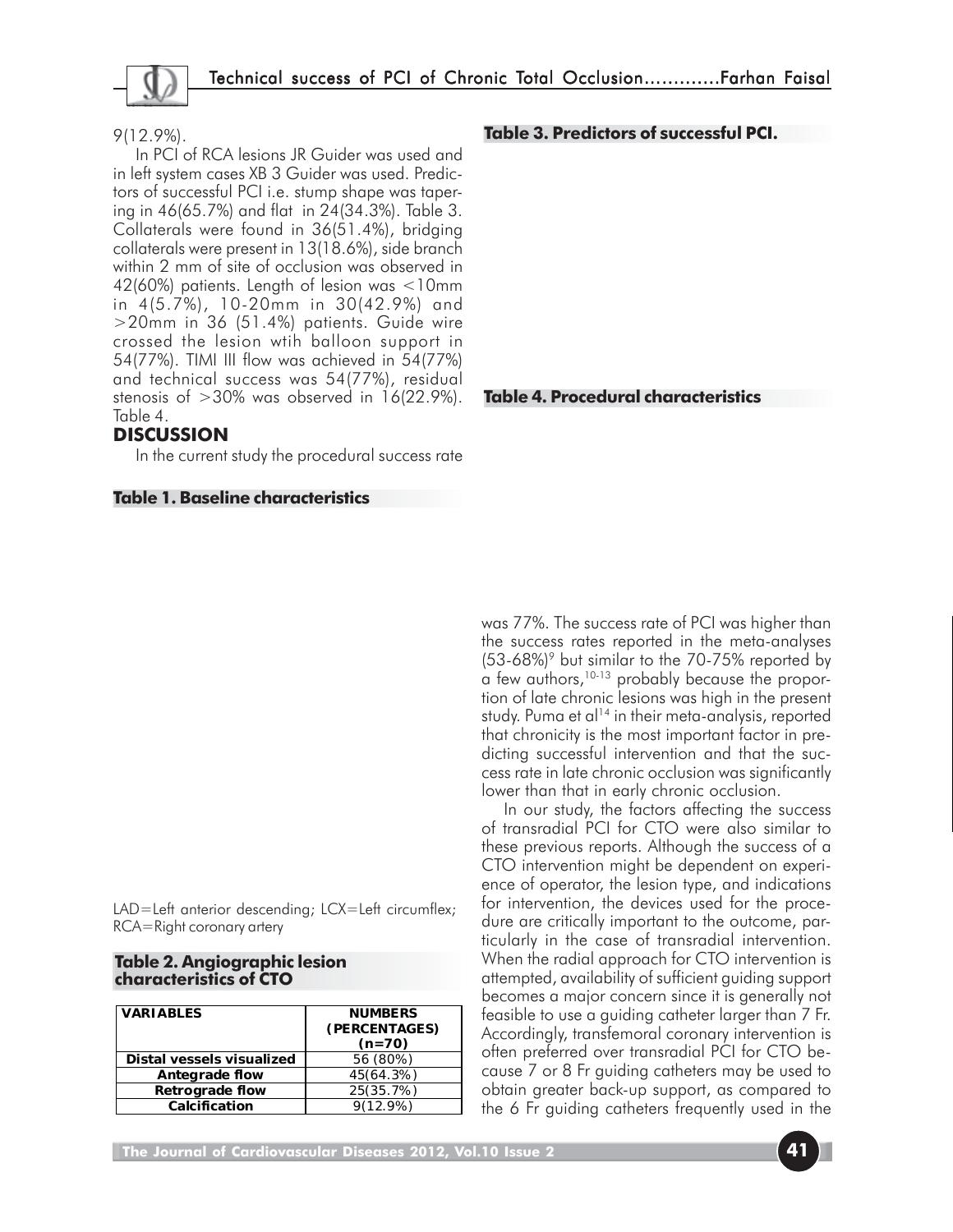9(12.9%).

In PCI of RCA lesions JR Guider was used and in left system cases XB 3 Guider was used. Predictors of successful PCI i.e. stump shape was tapering in 46(65.7%) and flat in 24(34.3%). Table 3. Collaterals were found in 36(51.4%), bridging collaterals were present in 13(18.6%), side branch within 2 mm of site of occlusion was observed in 42(60%) patients. Length of lesion was <10mm in 4(5.7%), 10-20mm in 30(42.9%) and >20mm in 36 (51.4%) patients. Guide wire crossed the lesion wtih balloon support in 54(77%). TIMI III flow was achieved in 54(77%) and technical success was 54(77%), residual stenosis of >30% was observed in 16(22.9%). Table 4.

## DISCUSSION

In the current study the procedural success rate was 77%. The success rate of PCI was higher than the success rates reported in the meta-analyses (53-68%)[9] but similar to the 70-75% reported by a few authors,[10-13] probably because the proportion of late chronic lesions was high in the present study. Puma et al[14] in their meta-analysis, reported that chronicity is the most important factor in predicting successful intervention and that the success rate in late chronic occlusion was significantly lower than that in early chronic occlusion.

In our study, the factors affecting the success of transradial PCI for CTO were also similar to these previous reports. Although the success of a CTO intervention might be dependent on experience of operator, the lesion type, and indications for intervention, the devices used for the procedure are critically important to the outcome, particularly in the case of transradial intervention. When the radial approach for CTO intervention is attempted, availability of sufficient guiding support becomes a major concern since it is generally not feasible to use a guiding catheter larger than 7 Fr. Accordingly, transfemoral coronary intervention is often preferred over transradial PCI for CTO because 7 or 8 Fr guiding catheters may be used to obtain greater back-up support, as compared to the 6 Fr guiding catheters frequently used in the

**Table 1. Baseline characteristics**

LAD=Left anterior descending; LCX=Left circumflex; RCA=Right coronary artery

**Table 2. Angiographic lesion characteristics of CTO**

| VARIABLES | NUMBERS (PERCENTAGES) (n=70) |
|---|---|
| Distal vessels visualized | 56 (80%) |
| Antegrade flow | 45(64.3%) |
| Retrograde flow | 25(35.7%) |
| Calcification | 9(12.9%) |

**Table 3. Predictors of successful PCI.**

**Table 4. Procedural characteristics**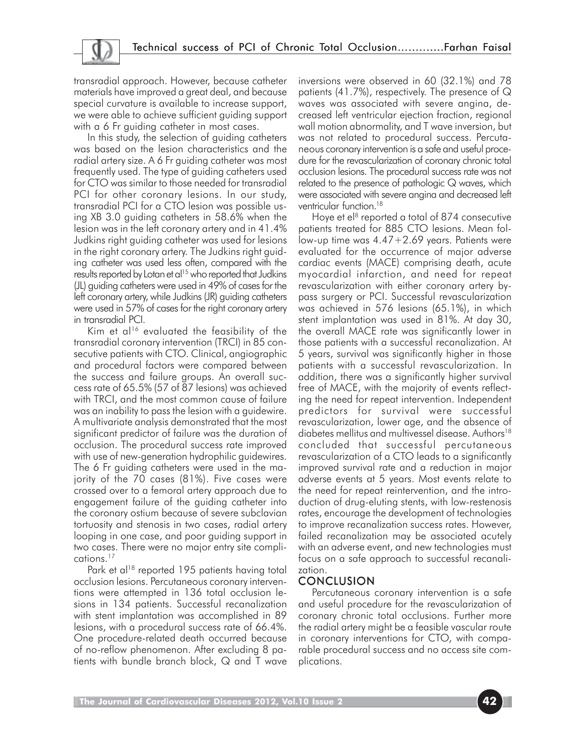transradial approach. However, because catheter materials have improved a great deal, and because special curvature is available to increase support, we were able to achieve sufficient guiding support with a 6 Fr guiding catheter in most cases.

In this study, the selection of guiding catheters was based on the lesion characteristics and the radial artery size. A 6 Fr guiding catheter was most frequently used. The type of guiding catheters used for CTO was similar to those needed for transradial PCI for other coronary lesions. In our study, transradial PCI for a CTO lesion was possible using XB 3.0 guiding catheters in 58.6% when the lesion was in the left coronary artery and in 41.4% Judkins right guiding catheter was used for lesions in the right coronary artery. The Judkins right guiding catheter was used less often, compared with the results reported by Lotan et al[15] who reported that Judkins (JL) guiding catheters were used in 49% of cases for the left coronary artery, while Judkins (JR) guiding catheters were used in 57% of cases for the right coronary artery in transradial PCI.

Kim et al[16] evaluated the feasibility of the transradial coronary intervention (TRCI) in 85 consecutive patients with CTO. Clinical, angiographic and procedural factors were compared between the success and failure groups. An overall success rate of 65.5% (57 of 87 lesions) was achieved with TRCI, and the most common cause of failure was an inability to pass the lesion with a guidewire. A multivariate analysis demonstrated that the most significant predictor of failure was the duration of occlusion. The procedural success rate improved with use of new-generation hydrophilic guidewires. The 6 Fr guiding catheters were used in the majority of the 70 cases (81%). Five cases were crossed over to a femoral artery approach due to engagement failure of the guiding catheter into the coronary ostium because of severe subclavian tortuosity and stenosis in two cases, radial artery looping in one case, and poor guiding support in two cases. There were no major entry site complications.[17]

Park et al[18] reported 195 patients having total occlusion lesions. Percutaneous coronary interventions were attempted in 136 total occlusion lesions in 134 patients. Successful recanalization with stent implantation was accomplished in 89 lesions, with a procedural success rate of 66.4%. One procedure-related death occurred because of no-reflow phenomenon. After excluding 8 patients with bundle branch block, Q and T wave inversions were observed in 60 (32.1%) and 78 patients (41.7%), respectively. The presence of Q waves was associated with severe angina, decreased left ventricular ejection fraction, regional wall motion abnormality, and T wave inversion, but was not related to procedural success. Percutaneous coronary intervention is a safe and useful procedure for the revascularization of coronary chronic total occlusion lesions. The procedural success rate was not related to the presence of pathologic Q waves, which were associated with severe angina and decreased left ventricular function.[18]

Hoye et el[8] reported a total of 874 consecutive patients treated for 885 CTO lesions. Mean follow-up time was 4.47+2.69 years. Patients were evaluated for the occurrence of major adverse cardiac events (MACE) comprising death, acute myocardial infarction, and need for repeat revascularization with either coronary artery bypass surgery or PCI. Successful revascularization was achieved in 576 lesions (65.1%), in which stent implantation was used in 81%. At day 30, the overall MACE rate was significantly lower in those patients with a successful recanalization. At 5 years, survival was significantly higher in those patients with a successful revascularization. In addition, there was a significantly higher survival free of MACE, with the majority of events reflecting the need for repeat intervention. Independent predictors for survival were successful revascularization, lower age, and the absence of diabetes mellitus and multivessel disease. Authors[18] concluded that successful percutaneous revascularization of a CTO leads to a significantly improved survival rate and a reduction in major adverse events at 5 years. Most events relate to the need for repeat reintervention, and the introduction of drug-eluting stents, with low-restenosis rates, encourage the development of technologies to improve recanalization success rates. However, failed recanalization may be associated acutely with an adverse event, and new technologies must focus on a safe approach to successful recanalization.

## CONCLUSION

Percutaneous coronary intervention is a safe and useful procedure for the revascularization of coronary chronic total occlusions. Further more the radial artery might be a feasible vascular route in coronary interventions for CTO, with comparable procedural success and no access site complications.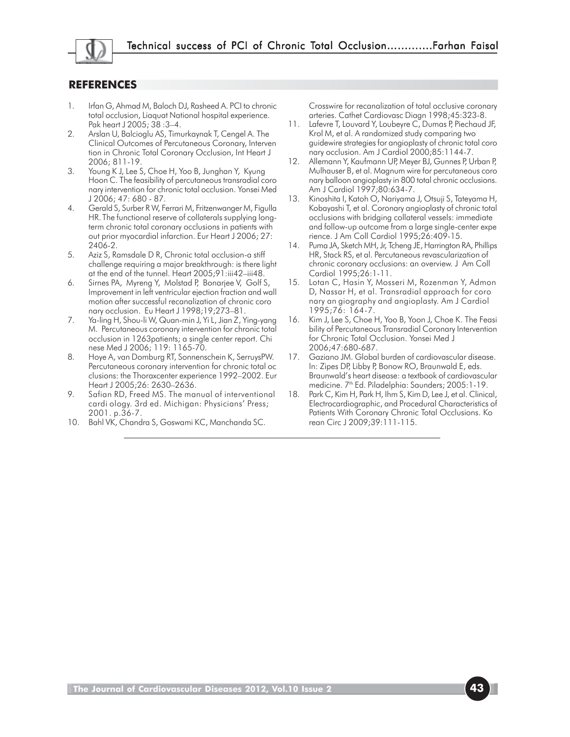## REFERENCES

1. Irfan G, Ahmad M, Baloch DJ, Rasheed A. PCI to chronic total occlusion, Liaquat National hospital experience. Pak heart J 2005; 38 :3–4.
2. Arslan U, Balcioglu AS, Timurkaynak T, Cengel A. The Clinical Outcomes of Percutaneous Coronary, Intervention in Chronic Total Coronary Occlusion, Int Heart J 2006; 811-19.
3. Young K J, Lee S, Choe H, Yoo B, Junghan Y, Kyung Hoon C. The feasibility of percutaneous transradial coronary intervention for chronic total occlusion. Yonsei Med J 2006; 47: 680 - 87.
4. Gerald S, Surber R W, Ferrari M, Fritzenwanger M, Figulla HR. The functional reserve of collaterals supplying long-term chronic total coronary occlusions in patients without prior myocardial infarction. Eur Heart J 2006; 27: 2406-2.
5. Aziz S, Ramsdale D R, Chronic total occlusion-a stiff challenge requiring a major breakthrough: is there light at the end of the tunnel. Heart 2005;91:iii42–iii48.
6. Sirnes PA, Myreng Y, Molstad P, Bonarjee V, Golf S, Improvement in left ventricular ejection fraction and wall motion after successful recanalization of chronic coronary occlusion. Eu Heart J 1998;19;273–81.
7. Ya-ling H, Shou-li W, Quan-min J, Yi L, Jian Z, Ying-yang M. Percutaneous coronary intervention for chronic total occlusion in 1263patients; a single center report. Chinese Med J 2006; 119: 1165-70.
8. Hoye A, van Domburg RT, Sonnenschein K, SerruysPW. Percutaneous coronary intervention for chronic total occlusions: the Thoraxcenter experience 1992–2002. Eur Heart J 2005;26: 2630–2636.
9. Safian RD, Freed MS. The manual of interventional cardiology. 3rd ed. Michigan: Physicians' Press; 2001. p.36-7.
10. Bahl VK, Chandra S, Goswami KC, Manchanda SC. Crosswire for recanalization of total occlusive coronary arteries. Cathet Cardiovasc Diagn 1998;45:323-8.
11. Lafevre T, Louvard Y, Loubeyre C, Dumas P, Piechaud JF, Krol M, et al. A randomized study comparing two guidewire strategies for angioplasty of chronic total coronary occlusion. Am J Cardiol 2000;85:1144-7.
12. Allemann Y, Kaufmann UP, Meyer BJ, Gunnes P, Urban P, Mulhauser B, et al. Magnum wire for percutaneous coronary balloon angioplasty in 800 total chronic occlusions. Am J Cardiol 1997;80:634-7.
13. Kinoshita I, Katoh O, Nariyama J, Otsuji S, Tateyama H, Kobayashi T, et al. Coronary angioplasty of chronic total occlusions with bridging collateral vessels: immediate and follow-up outcome from a large single-center experience. J Am Coll Cardiol 1995;26:409-15.
14. Puma JA, Sketch MH, Jr, Tcheng JE, Harrington RA, Phillips HR, Stack RS, et al. Percutaneous revascularization of chronic coronary occlusions: an overview. J Am Coll Cardiol 1995;26:1-11.
15. Lotan C, Hasin Y, Mosseri M, Rozenman Y, Admon D, Nassar H, et al. Transradial approach for coronary angiography and angioplasty. Am J Cardiol 1995;76: 164-7.
16. Kim J, Lee S, Choe H, Yoo B, Yoon J, Choe K. The Feasibility of Percutaneous Transradial Coronary Intervention for Chronic Total Occlusion. Yonsei Med J 2006;47:680-687.
17. Gaziano JM. Global burden of cardiovascular disease. In: Zipes DP, Libby P, Bonow RO, Braunwald E, eds. Braunwald's heart disease: a textbook of cardiovascular medicine. 7th Ed. Piladelphia: Saunders; 2005:1-19.
18. Park C, Kim H, Park H, Ihm S, Kim D, Lee J, et al. Clinical, Electrocardiographic, and Procedural Characteristics of Patients With Coronary Chronic Total Occlusions. Korean Circ J 2009;39:111-115.